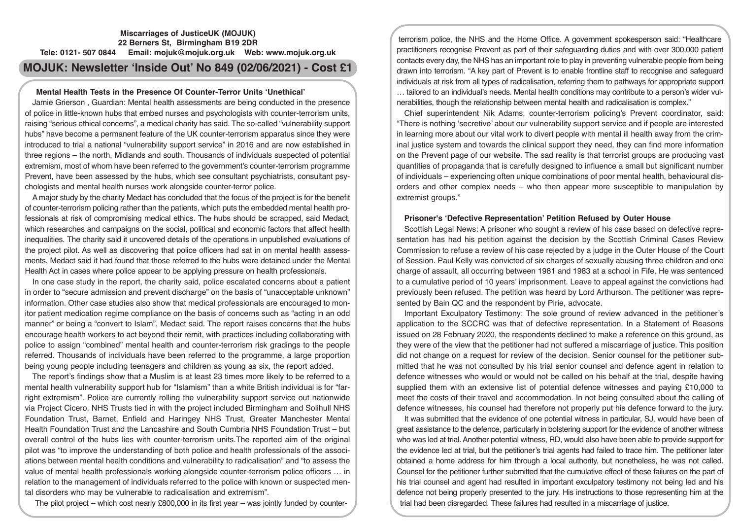**Miscarriages of JusticeUK (MOJUK)**
**22 Berners St, Birmingham B19 2DR**
**Tele: 0121- 507 0844 Email: mojuk@mojuk.org.uk Web: www.mojuk.org.uk**

# MOJUK: Newsletter 'Inside Out' No 849 (02/06/2021) - Cost £1

## Mental Health Tests in the Presence Of Counter-Terror Units 'Unethical'

Jamie Grierson , Guardian: Mental health assessments are being conducted in the presence of police in little-known hubs that embed nurses and psychologists with counter-terrorism units, raising "serious ethical concerns", a medical charity has said. The so-called "vulnerability support hubs" have become a permanent feature of the UK counter-terrorism apparatus since they were introduced to trial a national "vulnerability support service" in 2016 and are now established in three regions – the north, Midlands and south. Thousands of individuals suspected of potential extremism, most of whom have been referred to the government's counter-terrorism programme Prevent, have been assessed by the hubs, which see consultant psychiatrists, consultant psychologists and mental health nurses work alongside counter-terror police.

A major study by the charity Medact has concluded that the focus of the project is for the benefit of counter-terrorism policing rather than the patients, which puts the embedded mental health professionals at risk of compromising medical ethics. The hubs should be scrapped, said Medact, which researches and campaigns on the social, political and economic factors that affect health inequalities. The charity said it uncovered details of the operations in unpublished evaluations of the project pilot. As well as discovering that police officers had sat in on mental health assessments, Medact said it had found that those referred to the hubs were detained under the Mental Health Act in cases where police appear to be applying pressure on health professionals.

In one case study in the report, the charity said, police escalated concerns about a patient in order to "secure admission and prevent discharge" on the basis of "unacceptable unknown" information. Other case studies also show that medical professionals are encouraged to monitor patient medication regime compliance on the basis of concerns such as "acting in an odd manner" or being a "convert to Islam", Medact said. The report raises concerns that the hubs encourage health workers to act beyond their remit, with practices including collaborating with police to assign "combined" mental health and counter-terrorism risk gradings to the people referred. Thousands of individuals have been referred to the programme, a large proportion being young people including teenagers and children as young as six, the report added.

The report's findings show that a Muslim is at least 23 times more likely to be referred to a mental health vulnerability support hub for "Islamism" than a white British individual is for "far-right extremism". Police are currently rolling the vulnerability support service out nationwide via Project Cicero. NHS Trusts tied in with the project included Birmingham and Solihull NHS Foundation Trust, Barnet, Enfield and Haringey NHS Trust, Greater Manchester Mental Health Foundation Trust and the Lancashire and South Cumbria NHS Foundation Trust – but overall control of the hubs lies with counter-terrorism units.The reported aim of the original pilot was "to improve the understanding of both police and health professionals of the associations between mental health conditions and vulnerability to radicalisation" and "to assess the value of mental health professionals working alongside counter-terrorism police officers … in relation to the management of individuals referred to the police with known or suspected mental disorders who may be vulnerable to radicalisation and extremism".

The pilot project – which cost nearly £800,000 in its first year – was jointly funded by counter-terrorism police, the NHS and the Home Office. A government spokesperson said: "Healthcare practitioners recognise Prevent as part of their safeguarding duties and with over 300,000 patient contacts every day, the NHS has an important role to play in preventing vulnerable people from being drawn into terrorism. "A key part of Prevent is to enable frontline staff to recognise and safeguard individuals at risk from all types of radicalisation, referring them to pathways for appropriate support … tailored to an individual's needs. Mental health conditions may contribute to a person's wider vulnerabilities, though the relationship between mental health and radicalisation is complex."

Chief superintendent Nik Adams, counter-terrorism policing's Prevent coordinator, said: "There is nothing 'secretive' about our vulnerability support service and if people are interested in learning more about our vital work to divert people with mental ill health away from the criminal justice system and towards the clinical support they need, they can find more information on the Prevent page of our website. The sad reality is that terrorist groups are producing vast quantities of propaganda that is carefully designed to influence a small but significant number of individuals – experiencing often unique combinations of poor mental health, behavioural disorders and other complex needs – who then appear more susceptible to manipulation by extremist groups."

## Prisoner's 'Defective Representation' Petition Refused by Outer House

Scottish Legal News: A prisoner who sought a review of his case based on defective representation has had his petition against the decision by the Scottish Criminal Cases Review Commission to refuse a review of his case rejected by a judge in the Outer House of the Court of Session. Paul Kelly was convicted of six charges of sexually abusing three children and one charge of assault, all occurring between 1981 and 1983 at a school in Fife. He was sentenced to a cumulative period of 10 years' imprisonment. Leave to appeal against the convictions had previously been refused. The petition was heard by Lord Arthurson. The petitioner was represented by Bain QC and the respondent by Pirie, advocate.

Important Exculpatory Testimony: The sole ground of review advanced in the petitioner's application to the SCCRC was that of defective representation. In a Statement of Reasons issued on 28 February 2020, the respondents declined to make a reference on this ground, as they were of the view that the petitioner had not suffered a miscarriage of justice. This position did not change on a request for review of the decision. Senior counsel for the petitioner submitted that he was not consulted by his trial senior counsel and defence agent in relation to defence witnesses who would or would not be called on his behalf at the trial, despite having supplied them with an extensive list of potential defence witnesses and paying £10,000 to meet the costs of their travel and accommodation. In not being consulted about the calling of defence witnesses, his counsel had therefore not properly put his defence forward to the jury.

It was submitted that the evidence of one potential witness in particular, SJ, would have been of great assistance to the defence, particularly in bolstering support for the evidence of another witness who was led at trial. Another potential witness, RD, would also have been able to provide support for the evidence led at trial, but the petitioner's trial agents had failed to trace him. The petitioner later obtained a home address for him through a local authority, but nonetheless, he was not called. Counsel for the petitioner further submitted that the cumulative effect of these failures on the part of his trial counsel and agent had resulted in important exculpatory testimony not being led and his defence not being properly presented to the jury. His instructions to those representing him at the trial had been disregarded. These failures had resulted in a miscarriage of justice.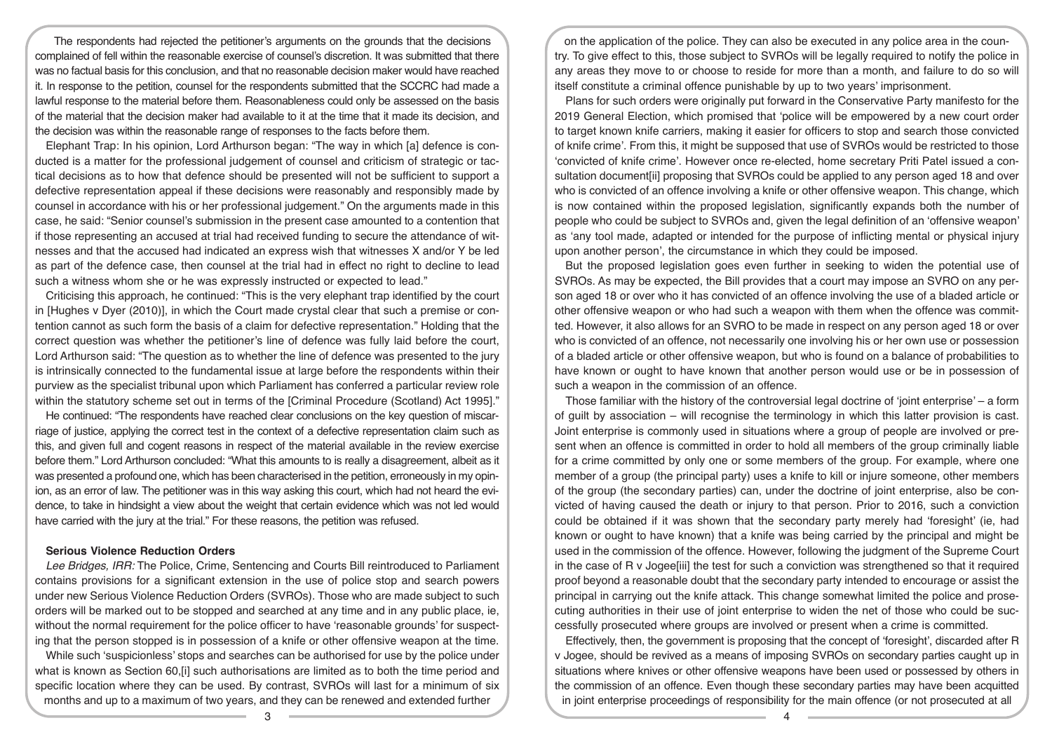The respondents had rejected the petitioner's arguments on the grounds that the decisions complained of fell within the reasonable exercise of counsel's discretion. It was submitted that there was no factual basis for this conclusion, and that no reasonable decision maker would have reached it. In response to the petition, counsel for the respondents submitted that the SCCRC had made a lawful response to the material before them. Reasonableness could only be assessed on the basis of the material that the decision maker had available to it at the time that it made its decision, and the decision was within the reasonable range of responses to the facts before them.

Elephant Trap: In his opinion, Lord Arthurson began: "The way in which [a] defence is conducted is a matter for the professional judgement of counsel and criticism of strategic or tactical decisions as to how that defence should be presented will not be sufficient to support a defective representation appeal if these decisions were reasonably and responsibly made by counsel in accordance with his or her professional judgement." On the arguments made in this case, he said: "Senior counsel's submission in the present case amounted to a contention that if those representing an accused at trial had received funding to secure the attendance of witnesses and that the accused had indicated an express wish that witnesses X and/or Y be led as part of the defence case, then counsel at the trial had in effect no right to decline to lead such a witness whom she or he was expressly instructed or expected to lead."

Criticising this approach, he continued: "This is the very elephant trap identified by the court in [Hughes v Dyer (2010)], in which the Court made crystal clear that such a premise or contention cannot as such form the basis of a claim for defective representation." Holding that the correct question was whether the petitioner's line of defence was fully laid before the court, Lord Arthurson said: "The question as to whether the line of defence was presented to the jury is intrinsically connected to the fundamental issue at large before the respondents within their purview as the specialist tribunal upon which Parliament has conferred a particular review role within the statutory scheme set out in terms of the [Criminal Procedure (Scotland) Act 1995]."

He continued: "The respondents have reached clear conclusions on the key question of miscarriage of justice, applying the correct test in the context of a defective representation claim such as this, and given full and cogent reasons in respect of the material available in the review exercise before them." Lord Arthurson concluded: "What this amounts to is really a disagreement, albeit as it was presented a profound one, which has been characterised in the petition, erroneously in my opinion, as an error of law. The petitioner was in this way asking this court, which had not heard the evidence, to take in hindsight a view about the weight that certain evidence which was not led would have carried with the jury at the trial." For these reasons, the petition was refused.

## Serious Violence Reduction Orders

*Lee Bridges, IRR:* The Police, Crime, Sentencing and Courts Bill reintroduced to Parliament contains provisions for a significant extension in the use of police stop and search powers under new Serious Violence Reduction Orders (SVROs). Those who are made subject to such orders will be marked out to be stopped and searched at any time and in any public place, ie, without the normal requirement for the police officer to have 'reasonable grounds' for suspecting that the person stopped is in possession of a knife or other offensive weapon at the time.

While such 'suspicionless' stops and searches can be authorised for use by the police under what is known as Section 60,[i] such authorisations are limited as to both the time period and specific location where they can be used. By contrast, SVROs will last for a minimum of six months and up to a maximum of two years, and they can be renewed and extended further on the application of the police. They can also be executed in any police area in the country. To give effect to this, those subject to SVROs will be legally required to notify the police in any areas they move to or choose to reside for more than a month, and failure to do so will itself constitute a criminal offence punishable by up to two years' imprisonment.

Plans for such orders were originally put forward in the Conservative Party manifesto for the 2019 General Election, which promised that 'police will be empowered by a new court order to target known knife carriers, making it easier for officers to stop and search those convicted of knife crime'. From this, it might be supposed that use of SVROs would be restricted to those 'convicted of knife crime'. However once re-elected, home secretary Priti Patel issued a consultation document[ii] proposing that SVROs could be applied to any person aged 18 and over who is convicted of an offence involving a knife or other offensive weapon. This change, which is now contained within the proposed legislation, significantly expands both the number of people who could be subject to SVROs and, given the legal definition of an 'offensive weapon' as 'any tool made, adapted or intended for the purpose of inflicting mental or physical injury upon another person', the circumstance in which they could be imposed.

But the proposed legislation goes even further in seeking to widen the potential use of SVROs. As may be expected, the Bill provides that a court may impose an SVRO on any person aged 18 or over who it has convicted of an offence involving the use of a bladed article or other offensive weapon or who had such a weapon with them when the offence was committed. However, it also allows for an SVRO to be made in respect on any person aged 18 or over who is convicted of an offence, not necessarily one involving his or her own use or possession of a bladed article or other offensive weapon, but who is found on a balance of probabilities to have known or ought to have known that another person would use or be in possession of such a weapon in the commission of an offence.

Those familiar with the history of the controversial legal doctrine of 'joint enterprise' – a form of guilt by association – will recognise the terminology in which this latter provision is cast. Joint enterprise is commonly used in situations where a group of people are involved or present when an offence is committed in order to hold all members of the group criminally liable for a crime committed by only one or some members of the group. For example, where one member of a group (the principal party) uses a knife to kill or injure someone, other members of the group (the secondary parties) can, under the doctrine of joint enterprise, also be convicted of having caused the death or injury to that person. Prior to 2016, such a conviction could be obtained if it was shown that the secondary party merely had 'foresight' (ie, had known or ought to have known) that a knife was being carried by the principal and might be used in the commission of the offence. However, following the judgment of the Supreme Court in the case of R v Jogee[iii] the test for such a conviction was strengthened so that it required proof beyond a reasonable doubt that the secondary party intended to encourage or assist the principal in carrying out the knife attack. This change somewhat limited the police and prosecuting authorities in their use of joint enterprise to widen the net of those who could be successfully prosecuted where groups are involved or present when a crime is committed.

Effectively, then, the government is proposing that the concept of 'foresight', discarded after R v Jogee, should be revived as a means of imposing SVROs on secondary parties caught up in situations where knives or other offensive weapons have been used or possessed by others in the commission of an offence. Even though these secondary parties may have been acquitted in joint enterprise proceedings of responsibility for the main offence (or not prosecuted at all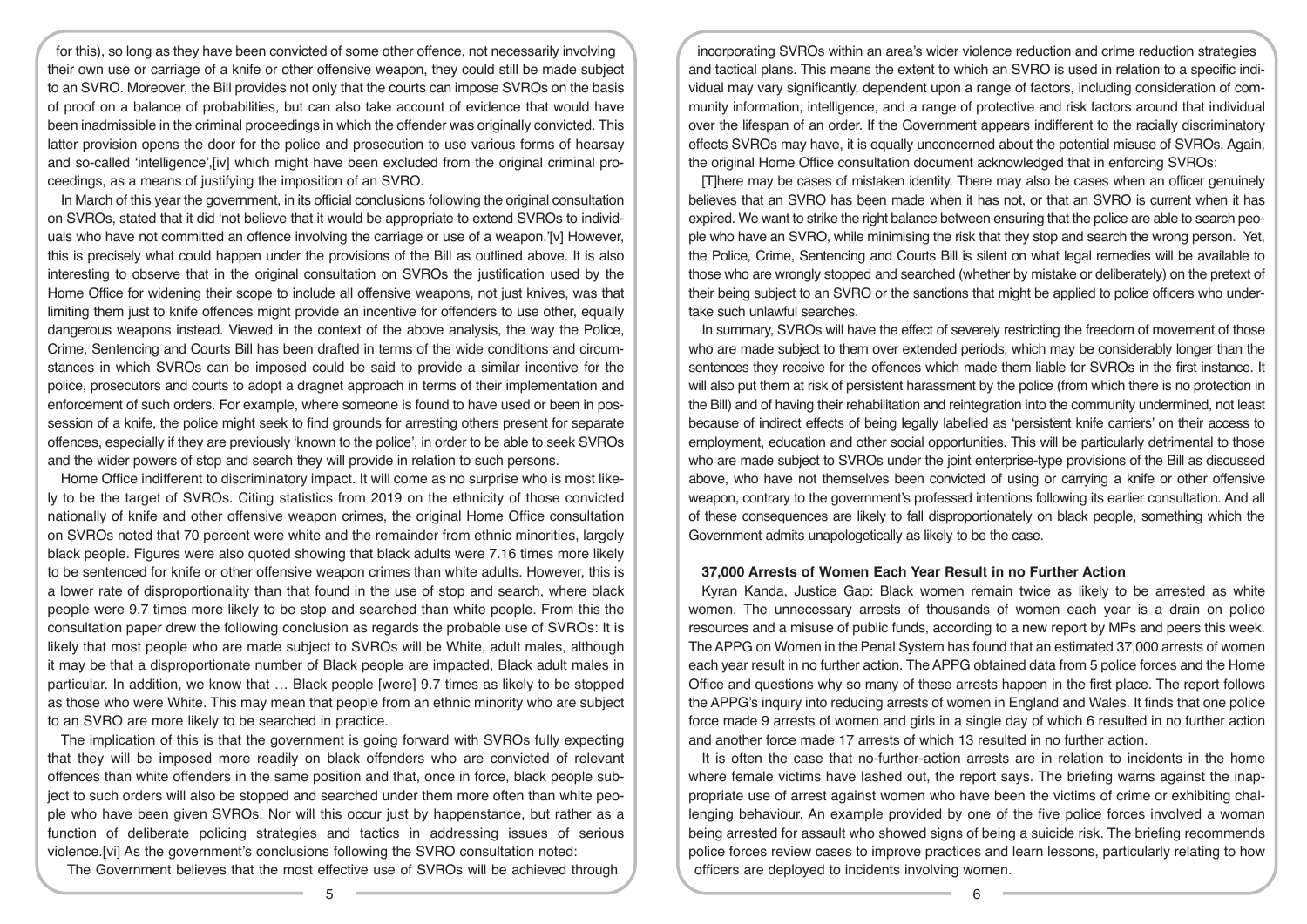for this), so long as they have been convicted of some other offence, not necessarily involving their own use or carriage of a knife or other offensive weapon, they could still be made subject to an SVRO. Moreover, the Bill provides not only that the courts can impose SVROs on the basis of proof on a balance of probabilities, but can also take account of evidence that would have been inadmissible in the criminal proceedings in which the offender was originally convicted. This latter provision opens the door for the police and prosecution to use various forms of hearsay and so-called 'intelligence',[iv] which might have been excluded from the original criminal proceedings, as a means of justifying the imposition of an SVRO.

In March of this year the government, in its official conclusions following the original consultation on SVROs, stated that it did 'not believe that it would be appropriate to extend SVROs to individuals who have not committed an offence involving the carriage or use of a weapon.'[v] However, this is precisely what could happen under the provisions of the Bill as outlined above. It is also interesting to observe that in the original consultation on SVROs the justification used by the Home Office for widening their scope to include all offensive weapons, not just knives, was that limiting them just to knife offences might provide an incentive for offenders to use other, equally dangerous weapons instead. Viewed in the context of the above analysis, the way the Police, Crime, Sentencing and Courts Bill has been drafted in terms of the wide conditions and circumstances in which SVROs can be imposed could be said to provide a similar incentive for the police, prosecutors and courts to adopt a dragnet approach in terms of their implementation and enforcement of such orders. For example, where someone is found to have used or been in possession of a knife, the police might seek to find grounds for arresting others present for separate offences, especially if they are previously 'known to the police', in order to be able to seek SVROs and the wider powers of stop and search they will provide in relation to such persons.

**Home Office indifferent to discriminatory impact.** It will come as no surprise who is most likely to be the target of SVROs. Citing statistics from 2019 on the ethnicity of those convicted nationally of knife and other offensive weapon crimes, the original Home Office consultation on SVROs noted that 70 percent were white and the remainder from ethnic minorities, largely black people. Figures were also quoted showing that black adults were 7.16 times more likely to be sentenced for knife or other offensive weapon crimes than white adults. However, this is a lower rate of disproportionality than that found in the use of stop and search, where black people were 9.7 times more likely to be stop and searched than white people. From this the consultation paper drew the following conclusion as regards the probable use of SVROs: It is likely that most people who are made subject to SVROs will be White, adult males, although it may be that a disproportionate number of Black people are impacted, Black adult males in particular. In addition, we know that … Black people [were] 9.7 times as likely to be stopped as those who were White. This may mean that people from an ethnic minority who are subject to an SVRO are more likely to be searched in practice.

The implication of this is that the government is going forward with SVROs fully expecting that they will be imposed more readily on black offenders who are convicted of relevant offences than white offenders in the same position and that, once in force, black people subject to such orders will also be stopped and searched under them more often than white people who have been given SVROs. Nor will this occur just by happenstance, but rather as a function of deliberate policing strategies and tactics in addressing issues of serious violence.[vi] As the government's conclusions following the SVRO consultation noted:

The Government believes that the most effective use of SVROs will be achieved through incorporating SVROs within an area's wider violence reduction and crime reduction strategies and tactical plans. This means the extent to which an SVRO is used in relation to a specific individual may vary significantly, dependent upon a range of factors, including consideration of community information, intelligence, and a range of protective and risk factors around that individual over the lifespan of an order. If the Government appears indifferent to the racially discriminatory effects SVROs may have, it is equally unconcerned about the potential misuse of SVROs. Again, the original Home Office consultation document acknowledged that in enforcing SVROs:

[T]here may be cases of mistaken identity. There may also be cases when an officer genuinely believes that an SVRO has been made when it has not, or that an SVRO is current when it has expired. We want to strike the right balance between ensuring that the police are able to search people who have an SVRO, while minimising the risk that they stop and search the wrong person. Yet, the Police, Crime, Sentencing and Courts Bill is silent on what legal remedies will be available to those who are wrongly stopped and searched (whether by mistake or deliberately) on the pretext of their being subject to an SVRO or the sanctions that might be applied to police officers who undertake such unlawful searches.

In summary, SVROs will have the effect of severely restricting the freedom of movement of those who are made subject to them over extended periods, which may be considerably longer than the sentences they receive for the offences which made them liable for SVROs in the first instance. It will also put them at risk of persistent harassment by the police (from which there is no protection in the Bill) and of having their rehabilitation and reintegration into the community undermined, not least because of indirect effects of being legally labelled as 'persistent knife carriers' on their access to employment, education and other social opportunities. This will be particularly detrimental to those who are made subject to SVROs under the joint enterprise-type provisions of the Bill as discussed above, who have not themselves been convicted of using or carrying a knife or other offensive weapon, contrary to the government's professed intentions following its earlier consultation. And all of these consequences are likely to fall disproportionately on black people, something which the Government admits unapologetically as likely to be the case.

## 37,000 Arrests of Women Each Year Result in no Further Action

Kyran Kanda, Justice Gap: Black women remain twice as likely to be arrested as white women. The unnecessary arrests of thousands of women each year is a drain on police resources and a misuse of public funds, according to a new report by MPs and peers this week. The APPG on Women in the Penal System has found that an estimated 37,000 arrests of women each year result in no further action. The APPG obtained data from 5 police forces and the Home Office and questions why so many of these arrests happen in the first place. The report follows the APPG's inquiry into reducing arrests of women in England and Wales. It finds that one police force made 9 arrests of women and girls in a single day of which 6 resulted in no further action and another force made 17 arrests of which 13 resulted in no further action.

It is often the case that no-further-action arrests are in relation to incidents in the home where female victims have lashed out, the report says. The briefing warns against the inappropriate use of arrest against women who have been the victims of crime or exhibiting challenging behaviour. An example provided by one of the five police forces involved a woman being arrested for assault who showed signs of being a suicide risk. The briefing recommends police forces review cases to improve practices and learn lessons, particularly relating to how officers are deployed to incidents involving women.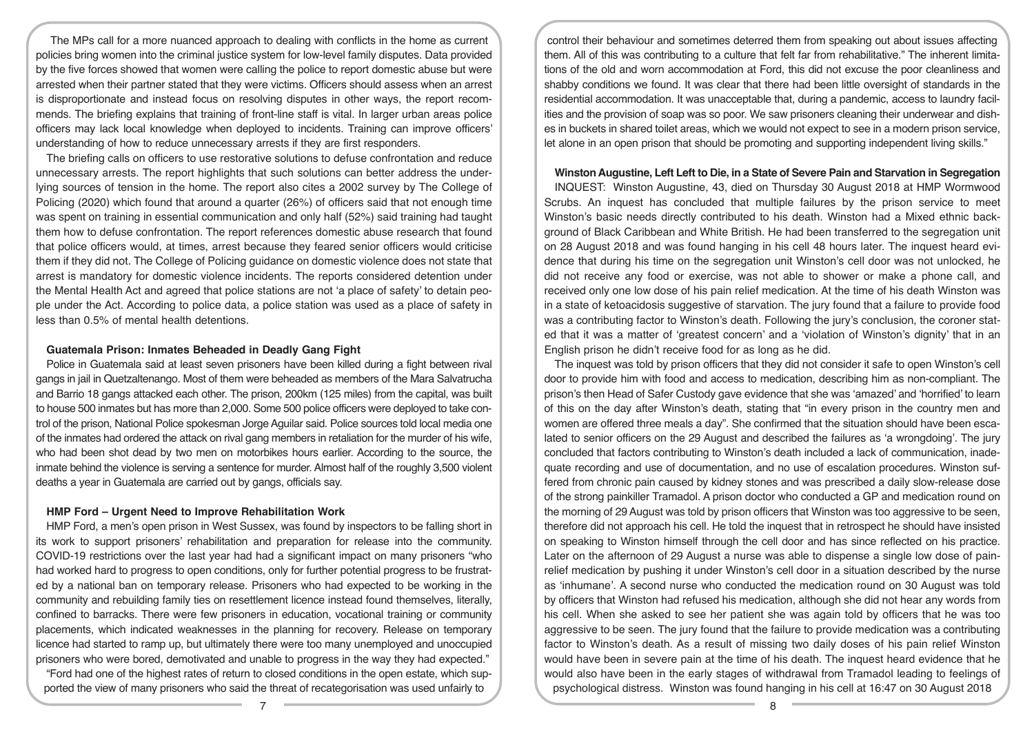The MPs call for a more nuanced approach to dealing with conflicts in the home as current policies bring women into the criminal justice system for low-level family disputes. Data provided by the five forces showed that women were calling the police to report domestic abuse but were arrested when their partner stated that they were victims. Officers should assess when an arrest is disproportionate and instead focus on resolving disputes in other ways, the report recommends. The briefing explains that training of front-line staff is vital. In larger urban areas police officers may lack local knowledge when deployed to incidents. Training can improve officers' understanding of how to reduce unnecessary arrests if they are first responders.

The briefing calls on officers to use restorative solutions to defuse confrontation and reduce unnecessary arrests. The report highlights that such solutions can better address the underlying sources of tension in the home. The report also cites a 2002 survey by The College of Policing (2020) which found that around a quarter (26%) of officers said that not enough time was spent on training in essential communication and only half (52%) said training had taught them how to defuse confrontation. The report references domestic abuse research that found that police officers would, at times, arrest because they feared senior officers would criticise them if they did not. The College of Policing guidance on domestic violence does not state that arrest is mandatory for domestic violence incidents. The reports considered detention under the Mental Health Act and agreed that police stations are not 'a place of safety' to detain people under the Act. According to police data, a police station was used as a place of safety in less than 0.5% of mental health detentions.

## Guatemala Prison: Inmates Beheaded in Deadly Gang Fight

Police in Guatemala said at least seven prisoners have been killed during a fight between rival gangs in jail in Quetzaltenango. Most of them were beheaded as members of the Mara Salvatrucha and Barrio 18 gangs attacked each other. The prison, 200km (125 miles) from the capital, was built to house 500 inmates but has more than 2,000. Some 500 police officers were deployed to take control of the prison, National Police spokesman Jorge Aguilar said. Police sources told local media one of the inmates had ordered the attack on rival gang members in retaliation for the murder of his wife, who had been shot dead by two men on motorbikes hours earlier. According to the source, the inmate behind the violence is serving a sentence for murder. Almost half of the roughly 3,500 violent deaths a year in Guatemala are carried out by gangs, officials say.

## HMP Ford – Urgent Need to Improve Rehabilitation Work

HMP Ford, a men's open prison in West Sussex, was found by inspectors to be falling short in its work to support prisoners' rehabilitation and preparation for release into the community. COVID-19 restrictions over the last year had had a significant impact on many prisoners "who had worked hard to progress to open conditions, only for further potential progress to be frustrated by a national ban on temporary release. Prisoners who had expected to be working in the community and rebuilding family ties on resettlement licence instead found themselves, literally, confined to barracks. There were few prisoners in education, vocational training or community placements, which indicated weaknesses in the planning for recovery. Release on temporary licence had started to ramp up, but ultimately there were too many unemployed and unoccupied prisoners who were bored, demotivated and unable to progress in the way they had expected."

"Ford had one of the highest rates of return to closed conditions in the open estate, which supported the view of many prisoners who said the threat of recategorisation was used unfairly to control their behaviour and sometimes deterred them from speaking out about issues affecting them. All of this was contributing to a culture that felt far from rehabilitative." The inherent limitations of the old and worn accommodation at Ford, this did not excuse the poor cleanliness and shabby conditions we found. It was clear that there had been little oversight of standards in the residential accommodation. It was unacceptable that, during a pandemic, access to laundry facilities and the provision of soap was so poor. We saw prisoners cleaning their underwear and dishes in buckets in shared toilet areas, which we would not expect to see in a modern prison service, let alone in an open prison that should be promoting and supporting independent living skills."

## Winston Augustine, Left Left to Die, in a State of Severe Pain and Starvation in Segregation

INQUEST: Winston Augustine, 43, died on Thursday 30 August 2018 at HMP Wormwood Scrubs. An inquest has concluded that multiple failures by the prison service to meet Winston's basic needs directly contributed to his death. Winston had a Mixed ethnic background of Black Caribbean and White British. He had been transferred to the segregation unit on 28 August 2018 and was found hanging in his cell 48 hours later. The inquest heard evidence that during his time on the segregation unit Winston's cell door was not unlocked, he did not receive any food or exercise, was not able to shower or make a phone call, and received only one low dose of his pain relief medication. At the time of his death Winston was in a state of ketoacidosis suggestive of starvation. The jury found that a failure to provide food was a contributing factor to Winston's death. Following the jury's conclusion, the coroner stated that it was a matter of 'greatest concern' and a 'violation of Winston's dignity' that in an English prison he didn't receive food for as long as he did.

The inquest was told by prison officers that they did not consider it safe to open Winston's cell door to provide him with food and access to medication, describing him as non-compliant. The prison's then Head of Safer Custody gave evidence that she was 'amazed' and 'horrified' to learn of this on the day after Winston's death, stating that "in every prison in the country men and women are offered three meals a day". She confirmed that the situation should have been escalated to senior officers on the 29 August and described the failures as 'a wrongdoing'. The jury concluded that factors contributing to Winston's death included a lack of communication, inadequate recording and use of documentation, and no use of escalation procedures. Winston suffered from chronic pain caused by kidney stones and was prescribed a daily slow-release dose of the strong painkiller Tramadol. A prison doctor who conducted a GP and medication round on the morning of 29 August was told by prison officers that Winston was too aggressive to be seen, therefore did not approach his cell. He told the inquest that in retrospect he should have insisted on speaking to Winston himself through the cell door and has since reflected on his practice. Later on the afternoon of 29 August a nurse was able to dispense a single low dose of pain-relief medication by pushing it under Winston's cell door in a situation described by the nurse as 'inhumane'. A second nurse who conducted the medication round on 30 August was told by officers that Winston had refused his medication, although she did not hear any words from his cell. When she asked to see her patient she was again told by officers that he was too aggressive to be seen. The jury found that the failure to provide medication was a contributing factor to Winston's death. As a result of missing two daily doses of his pain relief Winston would have been in severe pain at the time of his death. The inquest heard evidence that he would also have been in the early stages of withdrawal from Tramadol leading to feelings of psychological distress. Winston was found hanging in his cell at 16:47 on 30 August 2018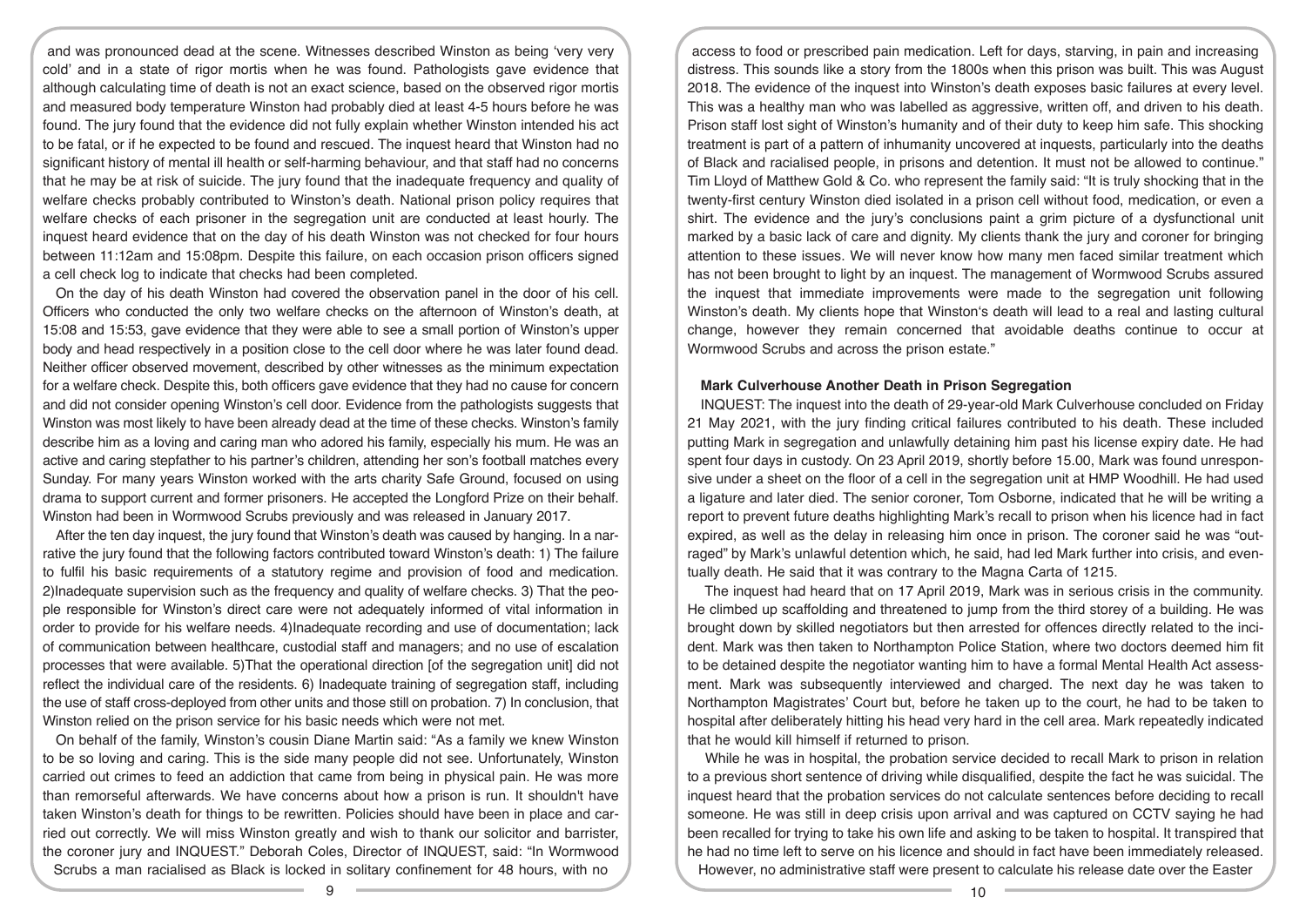and was pronounced dead at the scene. Witnesses described Winston as being 'very very cold' and in a state of rigor mortis when he was found. Pathologists gave evidence that although calculating time of death is not an exact science, based on the observed rigor mortis and measured body temperature Winston had probably died at least 4-5 hours before he was found. The jury found that the evidence did not fully explain whether Winston intended his act to be fatal, or if he expected to be found and rescued. The inquest heard that Winston had no significant history of mental ill health or self-harming behaviour, and that staff had no concerns that he may be at risk of suicide. The jury found that the inadequate frequency and quality of welfare checks probably contributed to Winston's death. National prison policy requires that welfare checks of each prisoner in the segregation unit are conducted at least hourly. The inquest heard evidence that on the day of his death Winston was not checked for four hours between 11:12am and 15:08pm. Despite this failure, on each occasion prison officers signed a cell check log to indicate that checks had been completed.

On the day of his death Winston had covered the observation panel in the door of his cell. Officers who conducted the only two welfare checks on the afternoon of Winston's death, at 15:08 and 15:53, gave evidence that they were able to see a small portion of Winston's upper body and head respectively in a position close to the cell door where he was later found dead. Neither officer observed movement, described by other witnesses as the minimum expectation for a welfare check. Despite this, both officers gave evidence that they had no cause for concern and did not consider opening Winston's cell door. Evidence from the pathologists suggests that Winston was most likely to have been already dead at the time of these checks. Winston's family describe him as a loving and caring man who adored his family, especially his mum. He was an active and caring stepfather to his partner's children, attending her son's football matches every Sunday. For many years Winston worked with the arts charity Safe Ground, focused on using drama to support current and former prisoners. He accepted the Longford Prize on their behalf. Winston had been in Wormwood Scrubs previously and was released in January 2017.

After the ten day inquest, the jury found that Winston's death was caused by hanging. In a narrative the jury found that the following factors contributed toward Winston's death: 1) The failure to fulfil his basic requirements of a statutory regime and provision of food and medication. 2)Inadequate supervision such as the frequency and quality of welfare checks. 3) That the people responsible for Winston's direct care were not adequately informed of vital information in order to provide for his welfare needs. 4)Inadequate recording and use of documentation; lack of communication between healthcare, custodial staff and managers; and no use of escalation processes that were available. 5)That the operational direction [of the segregation unit] did not reflect the individual care of the residents. 6) Inadequate training of segregation staff, including the use of staff cross-deployed from other units and those still on probation. 7) In conclusion, that Winston relied on the prison service for his basic needs which were not met.

On behalf of the family, Winston's cousin Diane Martin said: "As a family we knew Winston to be so loving and caring. This is the side many people did not see. Unfortunately, Winston carried out crimes to feed an addiction that came from being in physical pain. He was more than remorseful afterwards. We have concerns about how a prison is run. It shouldn't have taken Winston's death for things to be rewritten. Policies should have been in place and carried out correctly. We will miss Winston greatly and wish to thank our solicitor and barrister, the coroner jury and INQUEST." Deborah Coles, Director of INQUEST, said: "In Wormwood Scrubs a man racialised as Black is locked in solitary confinement for 48 hours, with no access to food or prescribed pain medication. Left for days, starving, in pain and increasing distress. This sounds like a story from the 1800s when this prison was built. This was August 2018. The evidence of the inquest into Winston's death exposes basic failures at every level. This was a healthy man who was labelled as aggressive, written off, and driven to his death. Prison staff lost sight of Winston's humanity and of their duty to keep him safe. This shocking treatment is part of a pattern of inhumanity uncovered at inquests, particularly into the deaths of Black and racialised people, in prisons and detention. It must not be allowed to continue." Tim Lloyd of Matthew Gold & Co. who represent the family said: "It is truly shocking that in the twenty-first century Winston died isolated in a prison cell without food, medication, or even a shirt. The evidence and the jury's conclusions paint a grim picture of a dysfunctional unit marked by a basic lack of care and dignity. My clients thank the jury and coroner for bringing attention to these issues. We will never know how many men faced similar treatment which has not been brought to light by an inquest. The management of Wormwood Scrubs assured the inquest that immediate improvements were made to the segregation unit following Winston's death. My clients hope that Winston's death will lead to a real and lasting cultural change, however they remain concerned that avoidable deaths continue to occur at Wormwood Scrubs and across the prison estate."

## Mark Culverhouse Another Death in Prison Segregation

INQUEST: The inquest into the death of 29-year-old Mark Culverhouse concluded on Friday 21 May 2021, with the jury finding critical failures contributed to his death. These included putting Mark in segregation and unlawfully detaining him past his license expiry date. He had spent four days in custody. On 23 April 2019, shortly before 15.00, Mark was found unresponsive under a sheet on the floor of a cell in the segregation unit at HMP Woodhill. He had used a ligature and later died. The senior coroner, Tom Osborne, indicated that he will be writing a report to prevent future deaths highlighting Mark's recall to prison when his licence had in fact expired, as well as the delay in releasing him once in prison. The coroner said he was "outraged" by Mark's unlawful detention which, he said, had led Mark further into crisis, and eventually death. He said that it was contrary to the Magna Carta of 1215.

The inquest had heard that on 17 April 2019, Mark was in serious crisis in the community. He climbed up scaffolding and threatened to jump from the third storey of a building. He was brought down by skilled negotiators but then arrested for offences directly related to the incident. Mark was then taken to Northampton Police Station, where two doctors deemed him fit to be detained despite the negotiator wanting him to have a formal Mental Health Act assessment. Mark was subsequently interviewed and charged. The next day he was taken to Northampton Magistrates' Court but, before he taken up to the court, he had to be taken to hospital after deliberately hitting his head very hard in the cell area. Mark repeatedly indicated that he would kill himself if returned to prison.

While he was in hospital, the probation service decided to recall Mark to prison in relation to a previous short sentence of driving while disqualified, despite the fact he was suicidal. The inquest heard that the probation services do not calculate sentences before deciding to recall someone. He was still in deep crisis upon arrival and was captured on CCTV saying he had been recalled for trying to take his own life and asking to be taken to hospital. It transpired that he had no time left to serve on his licence and should in fact have been immediately released. However, no administrative staff were present to calculate his release date over the Easter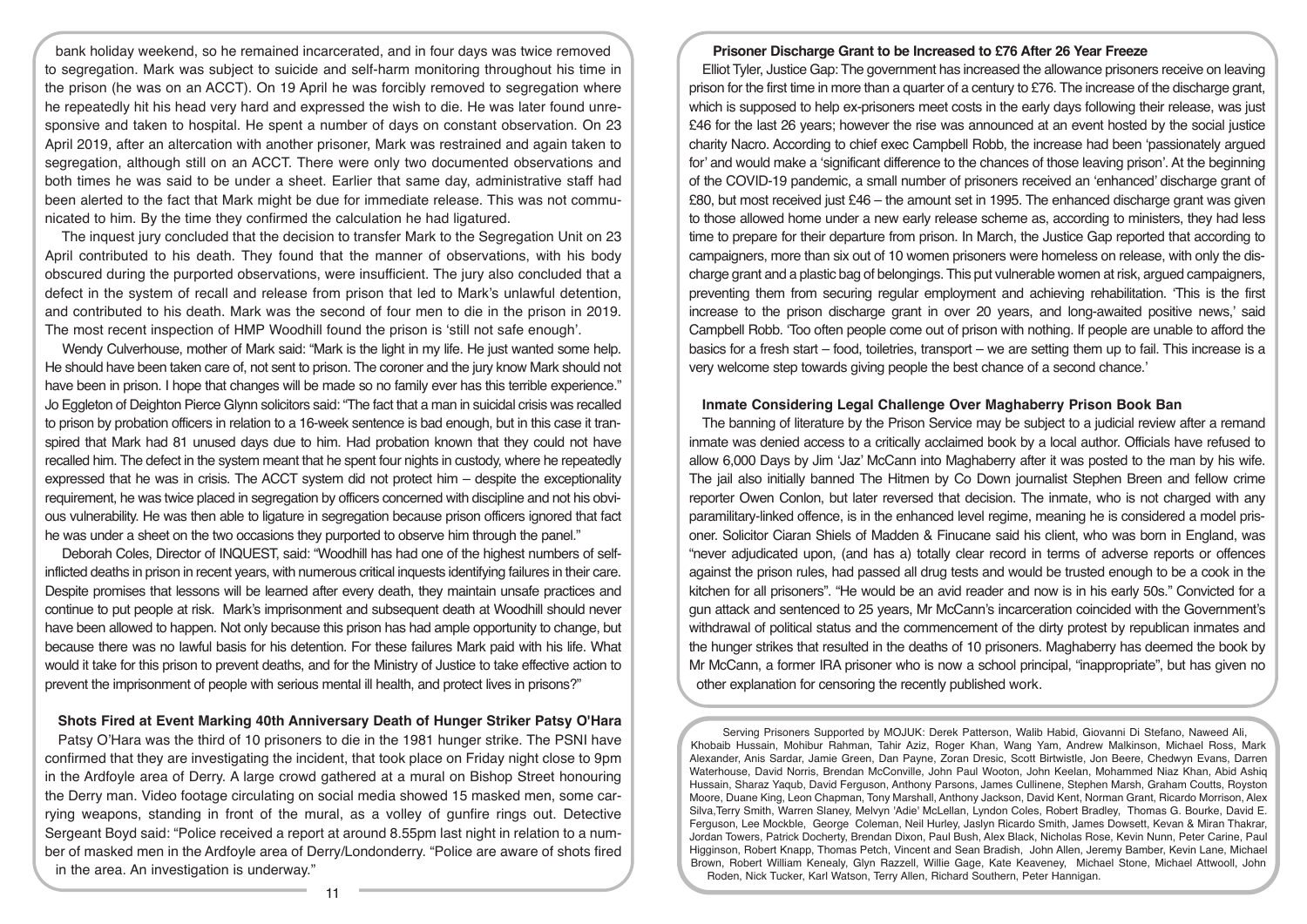bank holiday weekend, so he remained incarcerated, and in four days was twice removed to segregation. Mark was subject to suicide and self-harm monitoring throughout his time in the prison (he was on an ACCT). On 19 April he was forcibly removed to segregation where he repeatedly hit his head very hard and expressed the wish to die. He was later found unresponsive and taken to hospital. He spent a number of days on constant observation. On 23 April 2019, after an altercation with another prisoner, Mark was restrained and again taken to segregation, although still on an ACCT. There were only two documented observations and both times he was said to be under a sheet. Earlier that same day, administrative staff had been alerted to the fact that Mark might be due for immediate release. This was not communicated to him. By the time they confirmed the calculation he had ligatured.

The inquest jury concluded that the decision to transfer Mark to the Segregation Unit on 23 April contributed to his death. They found that the manner of observations, with his body obscured during the purported observations, were insufficient. The jury also concluded that a defect in the system of recall and release from prison that led to Mark's unlawful detention, and contributed to his death. Mark was the second of four men to die in the prison in 2019. The most recent inspection of HMP Woodhill found the prison is 'still not safe enough'.

Wendy Culverhouse, mother of Mark said: "Mark is the light in my life. He just wanted some help. He should have been taken care of, not sent to prison. The coroner and the jury know Mark should not have been in prison. I hope that changes will be made so no family ever has this terrible experience." Jo Eggleton of Deighton Pierce Glynn solicitors said: "The fact that a man in suicidal crisis was recalled to prison by probation officers in relation to a 16-week sentence is bad enough, but in this case it transpired that Mark had 81 unused days due to him. Had probation known that they could not have recalled him. The defect in the system meant that he spent four nights in custody, where he repeatedly expressed that he was in crisis. The ACCT system did not protect him – despite the exceptionality requirement, he was twice placed in segregation by officers concerned with discipline and not his obvious vulnerability. He was then able to ligature in segregation because prison officers ignored that fact he was under a sheet on the two occasions they purported to observe him through the panel."

Deborah Coles, Director of INQUEST, said: "Woodhill has had one of the highest numbers of self-inflicted deaths in prison in recent years, with numerous critical inquests identifying failures in their care. Despite promises that lessons will be learned after every death, they maintain unsafe practices and continue to put people at risk. Mark's imprisonment and subsequent death at Woodhill should never have been allowed to happen. Not only because this prison has had ample opportunity to change, but because there was no lawful basis for his detention. For these failures Mark paid with his life. What would it take for this prison to prevent deaths, and for the Ministry of Justice to take effective action to prevent the imprisonment of people with serious mental ill health, and protect lives in prisons?"

## Shots Fired at Event Marking 40th Anniversary Death of Hunger Striker Patsy O'Hara

Patsy O'Hara was the third of 10 prisoners to die in the 1981 hunger strike. The PSNI have confirmed that they are investigating the incident, that took place on Friday night close to 9pm in the Ardfoyle area of Derry. A large crowd gathered at a mural on Bishop Street honouring the Derry man. Video footage circulating on social media showed 15 masked men, some carrying weapons, standing in front of the mural, as a volley of gunfire rings out. Detective Sergeant Boyd said: "Police received a report at around 8.55pm last night in relation to a number of masked men in the Ardfoyle area of Derry/Londonderry. "Police are aware of shots fired in the area. An investigation is underway."

## Prisoner Discharge Grant to be Increased to £76 After 26 Year Freeze

Elliot Tyler, Justice Gap: The government has increased the allowance prisoners receive on leaving prison for the first time in more than a quarter of a century to £76. The increase of the discharge grant, which is supposed to help ex-prisoners meet costs in the early days following their release, was just £46 for the last 26 years; however the rise was announced at an event hosted by the social justice charity Nacro. According to chief exec Campbell Robb, the increase had been 'passionately argued for' and would make a 'significant difference to the chances of those leaving prison'. At the beginning of the COVID-19 pandemic, a small number of prisoners received an 'enhanced' discharge grant of £80, but most received just £46 – the amount set in 1995. The enhanced discharge grant was given to those allowed home under a new early release scheme as, according to ministers, they had less time to prepare for their departure from prison. In March, the Justice Gap reported that according to campaigners, more than six out of 10 women prisoners were homeless on release, with only the discharge grant and a plastic bag of belongings. This put vulnerable women at risk, argued campaigners, preventing them from securing regular employment and achieving rehabilitation. 'This is the first increase to the prison discharge grant in over 20 years, and long-awaited positive news,' said Campbell Robb. 'Too often people come out of prison with nothing. If people are unable to afford the basics for a fresh start – food, toiletries, transport – we are setting them up to fail. This increase is a very welcome step towards giving people the best chance of a second chance.'

## Inmate Considering Legal Challenge Over Maghaberry Prison Book Ban

The banning of literature by the Prison Service may be subject to a judicial review after a remand inmate was denied access to a critically acclaimed book by a local author. Officials have refused to allow 6,000 Days by Jim 'Jaz' McCann into Maghaberry after it was posted to the man by his wife. The jail also initially banned The Hitmen by Co Down journalist Stephen Breen and fellow crime reporter Owen Conlon, but later reversed that decision. The inmate, who is not charged with any paramilitary-linked offence, is in the enhanced level regime, meaning he is considered a model prisoner. Solicitor Ciaran Shiels of Madden & Finucane said his client, who was born in England, was "never adjudicated upon, (and has a) totally clear record in terms of adverse reports or offences against the prison rules, had passed all drug tests and would be trusted enough to be a cook in the kitchen for all prisoners". "He would be an avid reader and now is in his early 50s." Convicted for a gun attack and sentenced to 25 years, Mr McCann's incarceration coincided with the Government's withdrawal of political status and the commencement of the dirty protest by republican inmates and the hunger strikes that resulted in the deaths of 10 prisoners. Maghaberry has deemed the book by Mr McCann, a former IRA prisoner who is now a school principal, "inappropriate", but has given no other explanation for censoring the recently published work.

Serving Prisoners Supported by MOJUK: Derek Patterson, Walib Habid, Giovanni Di Stefano, Naweed Ali, Khobaib Hussain, Mohibur Rahman, Tahir Aziz, Roger Khan, Wang Yam, Andrew Malkinson, Michael Ross, Mark Alexander, Anis Sardar, Jamie Green, Dan Payne, Zoran Dresic, Scott Birtwistle, Jon Beere, Chedwyn Evans, Darren Waterhouse, David Norris, Brendan McConville, John Paul Wooton, John Keelan, Mohammed Niaz Khan, Abid Ashiq Hussain, Sharaz Yaqub, David Ferguson, Anthony Parsons, James Cullinene, Stephen Marsh, Graham Coutts, Royston Moore, Duane King, Leon Chapman, Tony Marshall, Anthony Jackson, David Kent, Norman Grant, Ricardo Morrison, Alex Silva,Terry Smith, Warren Slaney, Melvyn 'Adie' McLellan, Lyndon Coles, Robert Bradley, Thomas G. Bourke, David E. Ferguson, Lee Mockble, George Coleman, Neil Hurley, Jaslyn Ricardo Smith, James Dowsett, Kevan & Miran Thakrar, Jordan Towers, Patrick Docherty, Brendan Dixon, Paul Bush, Alex Black, Nicholas Rose, Kevin Nunn, Peter Carine, Paul Higginson, Robert Knapp, Thomas Petch, Vincent and Sean Bradish, John Allen, Jeremy Bamber, Kevin Lane, Michael Brown, Robert William Kenealy, Glyn Razzell, Willie Gage, Kate Keaveney, Michael Stone, Michael Attwooll, John Roden, Nick Tucker, Terry Allen, Richard Southern, Peter Hannigan.